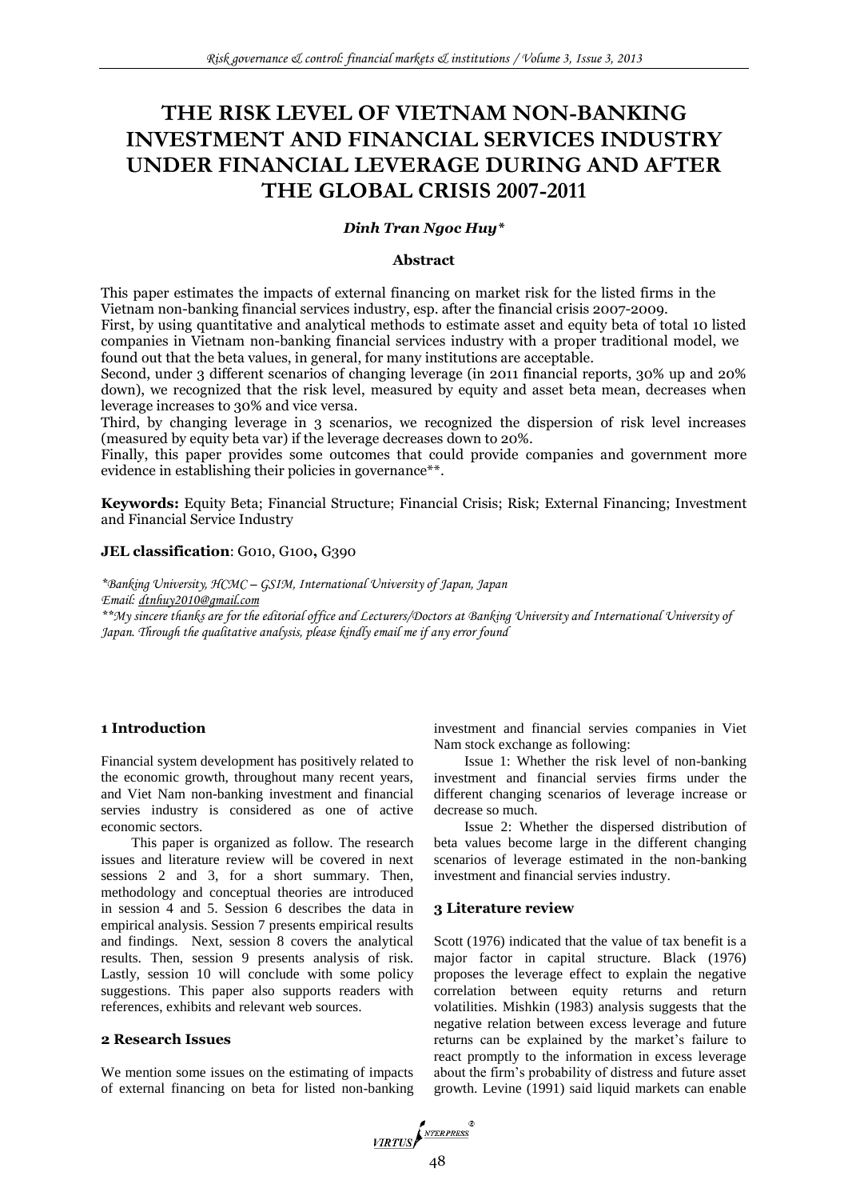# THE RISK LEVEL OF VIETNAM NON-BANKING INVESTMENT AND FINANCIAL SERVICES INDUSTRY UNDER FINANCIAL LEVERAGE DURING AND AFTER THE GLOBAL CRISIS 2007-2011

***Dinh Tran Ngoc Huy****

**Abstract**

This paper estimates the impacts of external financing on market risk for the listed firms in the Vietnam non-banking financial services industry, esp. after the financial crisis 2007-2009.

First, by using quantitative and analytical methods to estimate asset and equity beta of total 10 listed companies in Vietnam non-banking financial services industry with a proper traditional model, we found out that the beta values, in general, for many institutions are acceptable.

Second, under 3 different scenarios of changing leverage (in 2011 financial reports, 30% up and 20% down), we recognized that the risk level, measured by equity and asset beta mean, decreases when leverage increases to 30% and vice versa.

Third, by changing leverage in 3 scenarios, we recognized the dispersion of risk level increases (measured by equity beta var) if the leverage decreases down to 20%.

Finally, this paper provides some outcomes that could provide companies and government more evidence in establishing their policies in governance**.

**Keywords:** Equity Beta; Financial Structure; Financial Crisis; Risk; External Financing; Investment and Financial Service Industry

**JEL classification**: G010, G100**,** G390

*\*Banking University, HCMC – GSIM, International University of Japan, Japan*
*Email: dtnhuy2010@gmail.com*
*\*\*My sincere thanks are for the editorial office and Lecturers/Doctors at Banking University and International University of Japan. Through the qualitative analysis, please kindly email me if any error found*

## 1 Introduction

Financial system development has positively related to the economic growth, throughout many recent years, and Viet Nam non-banking investment and financial servies industry is considered as one of active economic sectors.

This paper is organized as follow. The research issues and literature review will be covered in next sessions 2 and 3, for a short summary. Then, methodology and conceptual theories are introduced in session 4 and 5. Session 6 describes the data in empirical analysis. Session 7 presents empirical results and findings. Next, session 8 covers the analytical results. Then, session 9 presents analysis of risk. Lastly, session 10 will conclude with some policy suggestions. This paper also supports readers with references, exhibits and relevant web sources.

## 2 Research Issues

We mention some issues on the estimating of impacts of external financing on beta for listed non-banking investment and financial servies companies in Viet Nam stock exchange as following:

Issue 1: Whether the risk level of non-banking investment and financial servies firms under the different changing scenarios of leverage increase or decrease so much.

Issue 2: Whether the dispersed distribution of beta values become large in the different changing scenarios of leverage estimated in the non-banking investment and financial servies industry.

## 3 Literature review

Scott (1976) indicated that the value of tax benefit is a major factor in capital structure. Black (1976) proposes the leverage effect to explain the negative correlation between equity returns and return volatilities. Mishkin (1983) analysis suggests that the negative relation between excess leverage and future returns can be explained by the market's failure to react promptly to the information in excess leverage about the firm's probability of distress and future asset growth. Levine (1991) said liquid markets can enable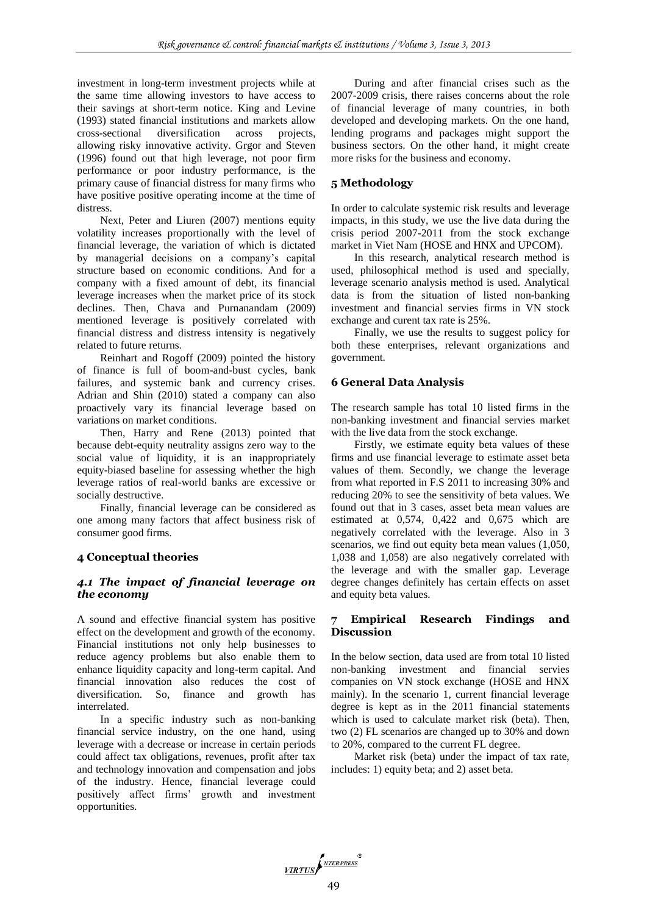investment in long-term investment projects while at the same time allowing investors to have access to their savings at short-term notice. King and Levine (1993) stated financial institutions and markets allow cross-sectional diversification across projects, allowing risky innovative activity. Grgor and Steven (1996) found out that high leverage, not poor firm performance or poor industry performance, is the primary cause of financial distress for many firms who have positive positive operating income at the time of distress.

Next, Peter and Liuren (2007) mentions equity volatility increases proportionally with the level of financial leverage, the variation of which is dictated by managerial decisions on a company's capital structure based on economic conditions. And for a company with a fixed amount of debt, its financial leverage increases when the market price of its stock declines. Then, Chava and Purnanandam (2009) mentioned leverage is positively correlated with financial distress and distress intensity is negatively related to future returns.

Reinhart and Rogoff (2009) pointed the history of finance is full of boom-and-bust cycles, bank failures, and systemic bank and currency crises. Adrian and Shin (2010) stated a company can also proactively vary its financial leverage based on variations on market conditions.

Then, Harry and Rene (2013) pointed that because debt-equity neutrality assigns zero way to the social value of liquidity, it is an inappropriately equity-biased baseline for assessing whether the high leverage ratios of real-world banks are excessive or socially destructive.

Finally, financial leverage can be considered as one among many factors that affect business risk of consumer good firms.

## 4 Conceptual theories

### *4.1 The impact of financial leverage on the economy*

A sound and effective financial system has positive effect on the development and growth of the economy. Financial institutions not only help businesses to reduce agency problems but also enable them to enhance liquidity capacity and long-term capital. And financial innovation also reduces the cost of diversification. So, finance and growth has interrelated.

In a specific industry such as non-banking financial service industry, on the one hand, using leverage with a decrease or increase in certain periods could affect tax obligations, revenues, profit after tax and technology innovation and compensation and jobs of the industry. Hence, financial leverage could positively affect firms' growth and investment opportunities.

During and after financial crises such as the 2007-2009 crisis, there raises concerns about the role of financial leverage of many countries, in both developed and developing markets. On the one hand, lending programs and packages might support the business sectors. On the other hand, it might create more risks for the business and economy.

## 5 Methodology

In order to calculate systemic risk results and leverage impacts, in this study, we use the live data during the crisis period 2007-2011 from the stock exchange market in Viet Nam (HOSE and HNX and UPCOM).

In this research, analytical research method is used, philosophical method is used and specially, leverage scenario analysis method is used. Analytical data is from the situation of listed non-banking investment and financial servies firms in VN stock exchange and curent tax rate is 25%.

Finally, we use the results to suggest policy for both these enterprises, relevant organizations and government.

## 6 General Data Analysis

The research sample has total 10 listed firms in the non-banking investment and financial servies market with the live data from the stock exchange.

Firstly, we estimate equity beta values of these firms and use financial leverage to estimate asset beta values of them. Secondly, we change the leverage from what reported in F.S 2011 to increasing 30% and reducing 20% to see the sensitivity of beta values. We found out that in 3 cases, asset beta mean values are estimated at 0,574, 0,422 and 0,675 which are negatively correlated with the leverage. Also in 3 scenarios, we find out equity beta mean values (1,050, 1,038 and 1,058) are also negatively correlated with the leverage and with the smaller gap. Leverage degree changes definitely has certain effects on asset and equity beta values.

## 7 Empirical Research Findings and Discussion

In the below section, data used are from total 10 listed non-banking investment and financial servies companies on VN stock exchange (HOSE and HNX mainly). In the scenario 1, current financial leverage degree is kept as in the 2011 financial statements which is used to calculate market risk (beta). Then, two (2) FL scenarios are changed up to 30% and down to 20%, compared to the current FL degree.

Market risk (beta) under the impact of tax rate, includes: 1) equity beta; and 2) asset beta.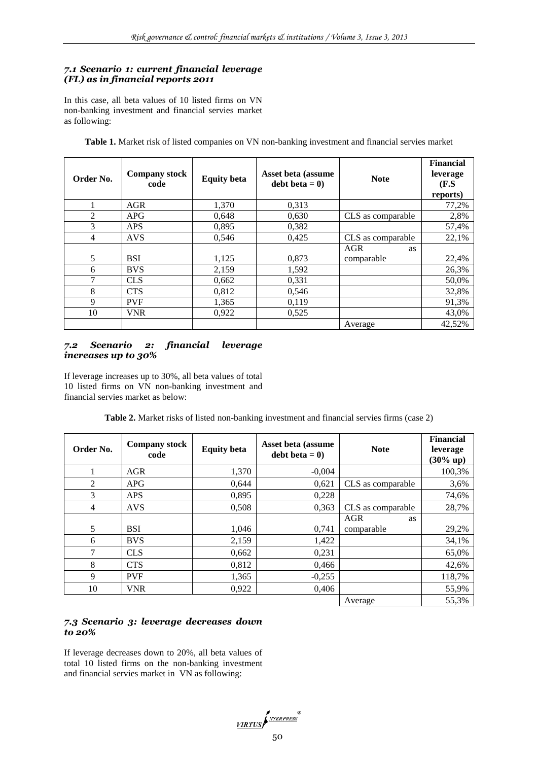### *7.1 Scenario 1: current financial leverage (FL) as in financial reports 2011*

In this case, all beta values of 10 listed firms on VN non-banking investment and financial servies market as following:

**Table 1.** Market risk of listed companies on VN non-banking investment and financial servies market

| Order No. | Company stock code | Equity beta | Asset beta (assume debt beta = 0) | Note | Financial leverage (F.S reports) |
|---|---|---|---|---|---|
| 1 | AGR | 1,370 | 0,313 | | 77,2% |
| 2 | APG | 0,648 | 0,630 | CLS as comparable | 2,8% |
| 3 | APS | 0,895 | 0,382 | | 57,4% |
| 4 | AVS | 0,546 | 0,425 | CLS as comparable | 22,1% |
| 5 | BSI | 1,125 | 0,873 | AGR as comparable | 22,4% |
| 6 | BVS | 2,159 | 1,592 | | 26,3% |
| 7 | CLS | 0,662 | 0,331 | | 50,0% |
| 8 | CTS | 0,812 | 0,546 | | 32,8% |
| 9 | PVF | 1,365 | 0,119 | | 91,3% |
| 10 | VNR | 0,922 | 0,525 | | 43,0% |
| | | | | Average | 42,52% |

### *7.2 Scenario 2: financial leverage increases up to 30%*

If leverage increases up to 30%, all beta values of total 10 listed firms on VN non-banking investment and financial servies market as below:

**Table 2.** Market risks of listed non-banking investment and financial servies firms (case 2)

| Order No. | Company stock code | Equity beta | Asset beta (assume debt beta = 0) | Note | Financial leverage (30% up) |
|---|---|---|---|---|---|
| 1 | AGR | 1,370 | -0,004 | | 100,3% |
| 2 | APG | 0,644 | 0,621 | CLS as comparable | 3,6% |
| 3 | APS | 0,895 | 0,228 | | 74,6% |
| 4 | AVS | 0,508 | 0,363 | CLS as comparable | 28,7% |
| 5 | BSI | 1,046 | 0,741 | AGR as comparable | 29,2% |
| 6 | BVS | 2,159 | 1,422 | | 34,1% |
| 7 | CLS | 0,662 | 0,231 | | 65,0% |
| 8 | CTS | 0,812 | 0,466 | | 42,6% |
| 9 | PVF | 1,365 | -0,255 | | 118,7% |
| 10 | VNR | 0,922 | 0,406 | | 55,9% |
| | | | | Average | 55,3% |

### *7.3 Scenario 3: leverage decreases down to 20%*

If leverage decreases down to 20%, all beta values of total 10 listed firms on the non-banking investment and financial servies market in VN as following: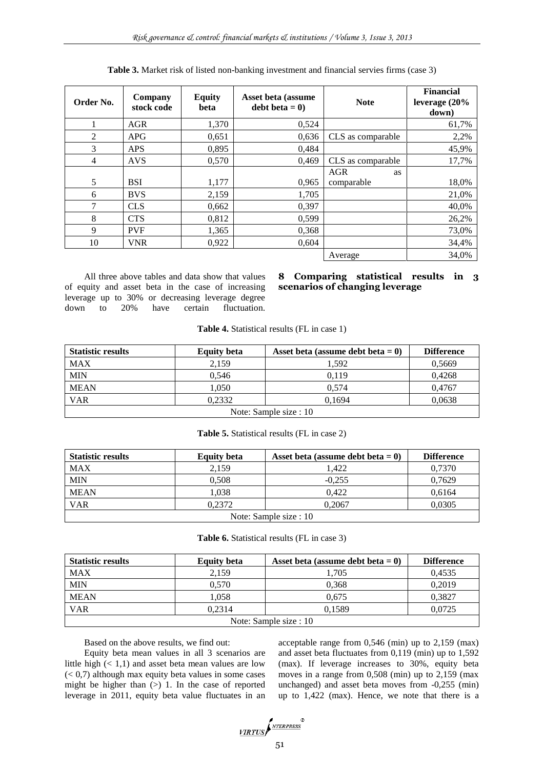**Table 3.** Market risk of listed non-banking investment and financial servies firms (case 3)

| Order No. | Company stock code | Equity beta | Asset beta (assume debt beta = 0) | Note | Financial leverage (20% down) |
|---|---|---|---|---|---|
| 1 | AGR | 1,370 | 0,524 | | 61,7% |
| 2 | APG | 0,651 | 0,636 | CLS as comparable | 2,2% |
| 3 | APS | 0,895 | 0,484 | | 45,9% |
| 4 | AVS | 0,570 | 0,469 | CLS as comparable | 17,7% |
| 5 | BSI | 1,177 | 0,965 | AGR as comparable | 18,0% |
| 6 | BVS | 2,159 | 1,705 | | 21,0% |
| 7 | CLS | 0,662 | 0,397 | | 40,0% |
| 8 | CTS | 0,812 | 0,599 | | 26,2% |
| 9 | PVF | 1,365 | 0,368 | | 73,0% |
| 10 | VNR | 0,922 | 0,604 | | 34,4% |
| | | | | Average | 34,0% |

All three above tables and data show that values of equity and asset beta in the case of increasing leverage up to 30% or decreasing leverage degree down to 20% have certain fluctuation.

## 8 Comparing statistical results in 3 scenarios of changing leverage

**Table 4.** Statistical results (FL in case 1)

| Statistic results | Equity beta | Asset beta (assume debt beta = 0) | Difference |
|---|---|---|---|
| MAX | 2,159 | 1,592 | 0,5669 |
| MIN | 0,546 | 0,119 | 0,4268 |
| MEAN | 1,050 | 0,574 | 0,4767 |
| VAR | 0,2332 | 0,1694 | 0,0638 |
| Note: Sample size : 10 | | | |

**Table 5.** Statistical results (FL in case 2)

| Statistic results | Equity beta | Asset beta (assume debt beta = 0) | Difference |
|---|---|---|---|
| MAX | 2,159 | 1,422 | 0,7370 |
| MIN | 0,508 | -0,255 | 0,7629 |
| MEAN | 1,038 | 0,422 | 0,6164 |
| VAR | 0,2372 | 0,2067 | 0,0305 |
| Note: Sample size : 10 | | | |

**Table 6.** Statistical results (FL in case 3)

| Statistic results | Equity beta | Asset beta (assume debt beta = 0) | Difference |
|---|---|---|---|
| MAX | 2,159 | 1,705 | 0,4535 |
| MIN | 0,570 | 0,368 | 0,2019 |
| MEAN | 1,058 | 0,675 | 0,3827 |
| VAR | 0,2314 | 0,1589 | 0,0725 |
| Note: Sample size : 10 | | | |

Based on the above results, we find out:

Equity beta mean values in all 3 scenarios are little high (< 1,1) and asset beta mean values are low (< 0,7) although max equity beta values in some cases might be higher than (>) 1. In the case of reported leverage in 2011, equity beta value fluctuates in an acceptable range from 0,546 (min) up to 2,159 (max) and asset beta fluctuates from 0,119 (min) up to 1,592 (max). If leverage increases to 30%, equity beta moves in a range from 0,508 (min) up to 2,159 (max unchanged) and asset beta moves from -0,255 (min) up to 1,422 (max). Hence, we note that there is a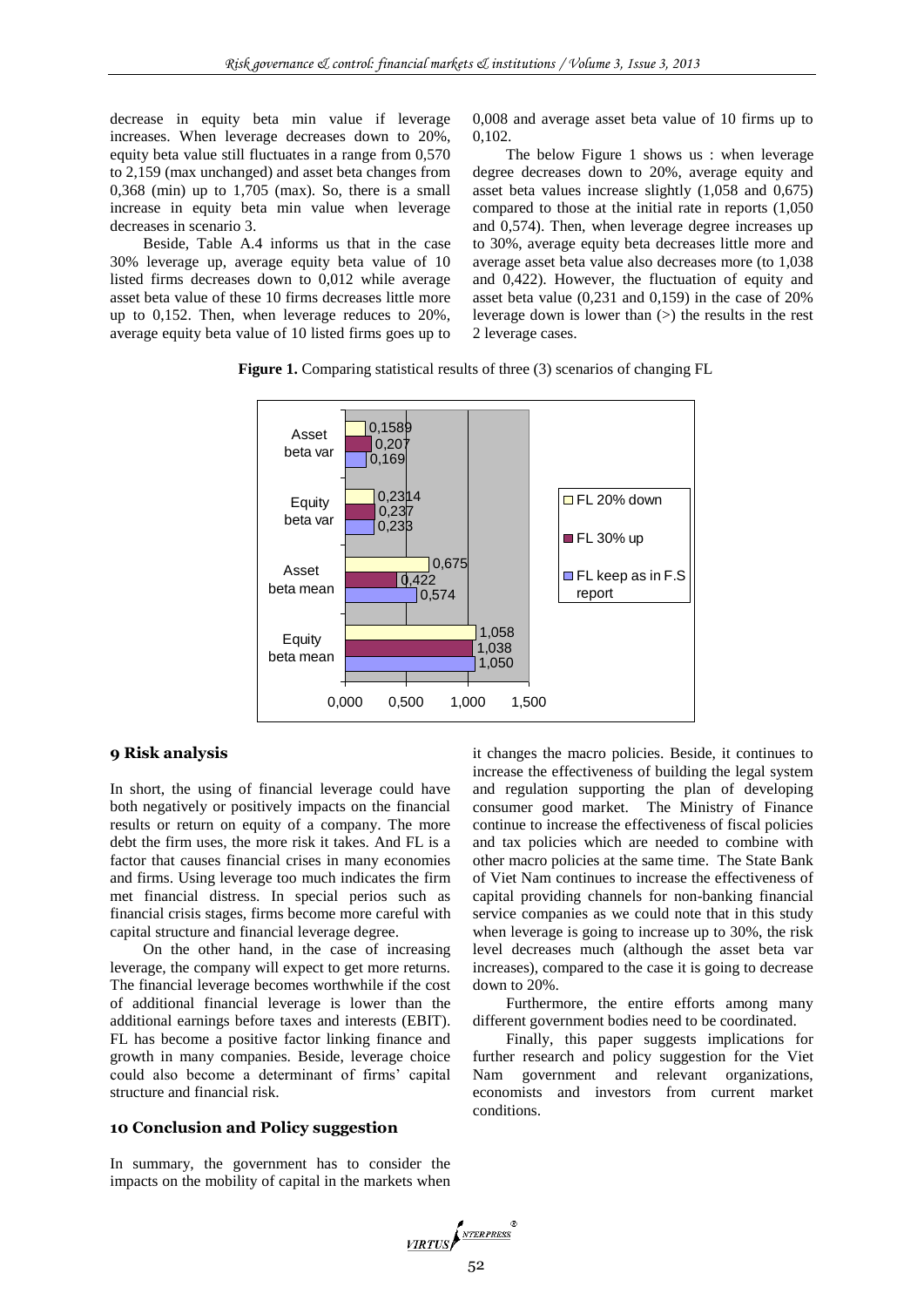decrease in equity beta min value if leverage increases. When leverage decreases down to 20%, equity beta value still fluctuates in a range from 0,570 to 2,159 (max unchanged) and asset beta changes from 0,368 (min) up to 1,705 (max). So, there is a small increase in equity beta min value when leverage decreases in scenario 3.

Beside, Table A.4 informs us that in the case 30% leverage up, average equity beta value of 10 listed firms decreases down to 0,012 while average asset beta value of these 10 firms decreases little more up to 0,152. Then, when leverage reduces to 20%, average equity beta value of 10 listed firms goes up to 0,008 and average asset beta value of 10 firms up to 0,102.

The below Figure 1 shows us : when leverage degree decreases down to 20%, average equity and asset beta values increase slightly (1,058 and 0,675) compared to those at the initial rate in reports (1,050 and 0,574). Then, when leverage degree increases up to 30%, average equity beta decreases little more and average asset beta value also decreases more (to 1,038 and 0,422). However, the fluctuation of equity and asset beta value (0,231 and 0,159) in the case of 20% leverage down is lower than (>) the results in the rest 2 leverage cases.

**Figure 1.** Comparing statistical results of three (3) scenarios of changing FL

| | FL 20% down | FL 30% up | FL keep as in F.S report |
|---|---|---|---|
| Asset beta var | 0,1589 | 0,207 | 0,169 |
| Equity beta var | 0,2314 | 0,237 | 0,233 |
| Asset beta mean | 0,675 | 0,422 | 0,574 |
| Equity beta mean | 1,058 | 1,038 | 1,050 |

## 9 Risk analysis

In short, the using of financial leverage could have both negatively or positively impacts on the financial results or return on equity of a company. The more debt the firm uses, the more risk it takes. And FL is a factor that causes financial crises in many economies and firms. Using leverage too much indicates the firm met financial distress. In special perios such as financial crisis stages, firms become more careful with capital structure and financial leverage degree.

On the other hand, in the case of increasing leverage, the company will expect to get more returns. The financial leverage becomes worthwhile if the cost of additional financial leverage is lower than the additional earnings before taxes and interests (EBIT). FL has become a positive factor linking finance and growth in many companies. Beside, leverage choice could also become a determinant of firms' capital structure and financial risk.

## 10 Conclusion and Policy suggestion

In summary, the government has to consider the impacts on the mobility of capital in the markets when it changes the macro policies. Beside, it continues to increase the effectiveness of building the legal system and regulation supporting the plan of developing consumer good market. The Ministry of Finance continue to increase the effectiveness of fiscal policies and tax policies which are needed to combine with other macro policies at the same time. The State Bank of Viet Nam continues to increase the effectiveness of capital providing channels for non-banking financial service companies as we could note that in this study when leverage is going to increase up to 30%, the risk level decreases much (although the asset beta var increases), compared to the case it is going to decrease down to 20%.

Furthermore, the entire efforts among many different government bodies need to be coordinated.

Finally, this paper suggests implications for further research and policy suggestion for the Viet Nam government and relevant organizations, economists and investors from current market conditions.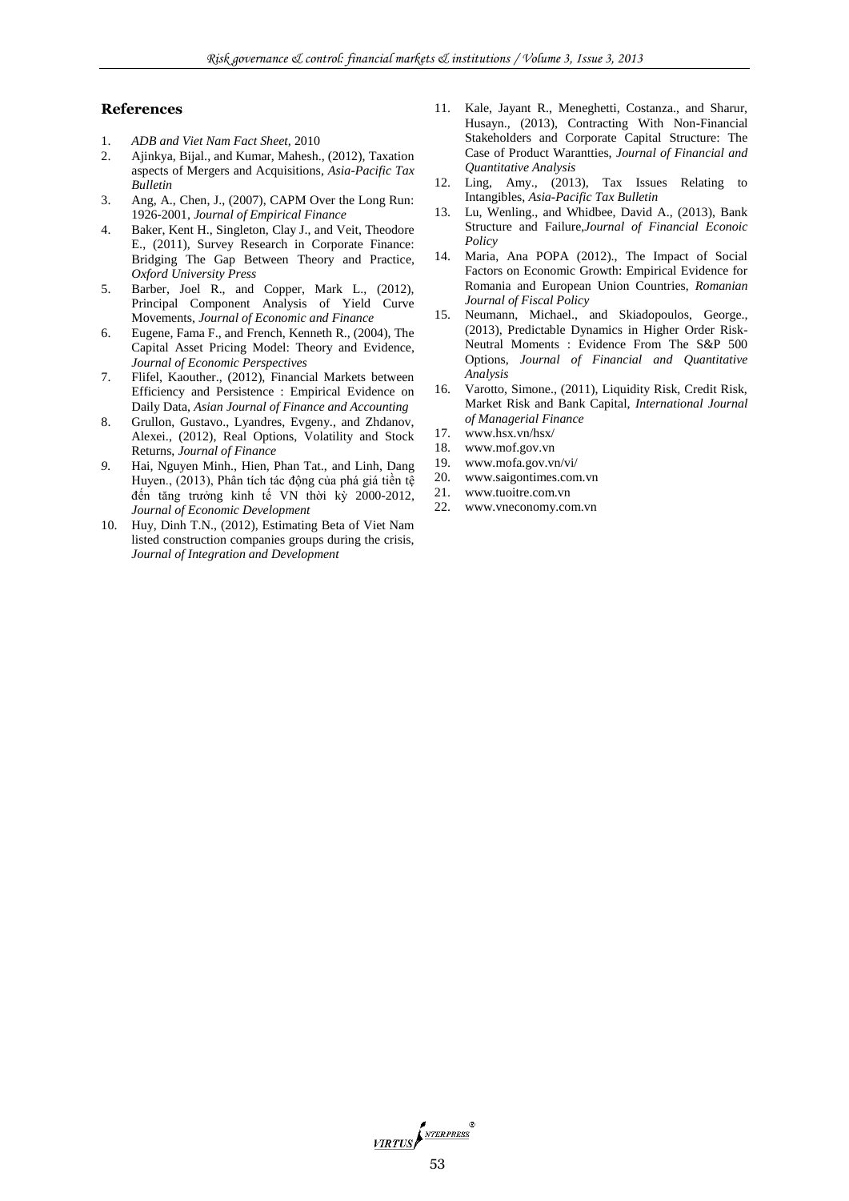## References

1. *ADB and Viet Nam Fact Sheet*, 2010
2. Ajinkya, Bijal., and Kumar, Mahesh., (2012), Taxation aspects of Mergers and Acquisitions, *Asia-Pacific Tax Bulletin*
3. Ang, A., Chen, J., (2007), CAPM Over the Long Run: 1926-2001, *Journal of Empirical Finance*
4. Baker, Kent H., Singleton, Clay J., and Veit, Theodore E., (2011), Survey Research in Corporate Finance: Bridging The Gap Between Theory and Practice, *Oxford University Press*
5. Barber, Joel R., and Copper, Mark L., (2012), Principal Component Analysis of Yield Curve Movements, *Journal of Economic and Finance*
6. Eugene, Fama F., and French, Kenneth R., (2004), The Capital Asset Pricing Model: Theory and Evidence, *Journal of Economic Perspectives*
7. Flifel, Kaouther., (2012), Financial Markets between Efficiency and Persistence : Empirical Evidence on Daily Data, *Asian Journal of Finance and Accounting*
8. Grullon, Gustavo., Lyandres, Evgeny., and Zhdanov, Alexei., (2012), Real Options, Volatility and Stock Returns, *Journal of Finance*
9. Hai, Nguyen Minh., Hien, Phan Tat., and Linh, Dang Huyen., (2013), Phân tích tác động của phá giá tiền tệ đến tăng trưởng kinh tế VN thời kỳ 2000-2012, *Journal of Economic Development*
10. Huy, Dinh T.N., (2012), Estimating Beta of Viet Nam listed construction companies groups during the crisis, *Journal of Integration and Development*
11. Kale, Jayant R., Meneghetti, Costanza., and Sharur, Husayn., (2013), Contracting With Non-Financial Stakeholders and Corporate Capital Structure: The Case of Product Warantties, *Journal of Financial and Quantitative Analysis*
12. Ling, Amy., (2013), Tax Issues Relating to Intangibles, *Asia-Pacific Tax Bulletin*
13. Lu, Wenling., and Whidbee, David A., (2013), Bank Structure and Failure,*Journal of Financial Econoic Policy*
14. Maria, Ana POPA (2012)., The Impact of Social Factors on Economic Growth: Empirical Evidence for Romania and European Union Countries, *Romanian Journal of Fiscal Policy*
15. Neumann, Michael., and Skiadopoulos, George., (2013), Predictable Dynamics in Higher Order Risk-Neutral Moments : Evidence From The S&P 500 Options, *Journal of Financial and Quantitative Analysis*
16. Varotto, Simone., (2011), Liquidity Risk, Credit Risk, Market Risk and Bank Capital, *International Journal of Managerial Finance*
17. www.hsx.vn/hsx/
18. www.mof.gov.vn
19. www.mofa.gov.vn/vi/
20. www.saigontimes.com.vn
21. www.tuoitre.com.vn
22. www.vneconomy.com.vn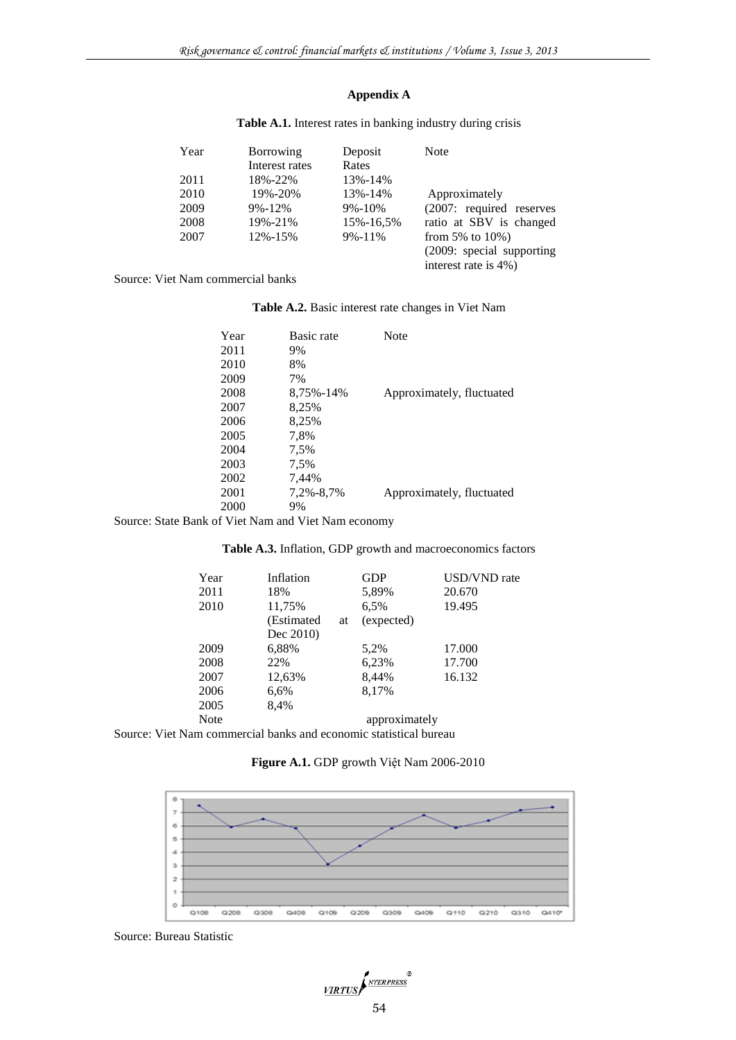## Appendix A

**Table A.1.** Interest rates in banking industry during crisis

| Year | Borrowing Interest rates | Deposit Rates | Note |
|---|---|---|---|
| 2011 | 18%-22% | 13%-14% | |
| 2010 | 19%-20% | 13%-14% | Approximately |
| 2009 | 9%-12% | 9%-10% | (2007: required reserves ratio at SBV is changed from 5% to 10%) |
| 2008 | 19%-21% | 15%-16,5% | |
| 2007 | 12%-15% | 9%-11% | (2009: special supporting interest rate is 4%) |

Source: Viet Nam commercial banks

**Table A.2.** Basic interest rate changes in Viet Nam

| Year | Basic rate | Note |
|---|---|---|
| 2011 | 9% | |
| 2010 | 8% | |
| 2009 | 7% | |
| 2008 | 8,75%-14% | Approximately, fluctuated |
| 2007 | 8,25% | |
| 2006 | 8,25% | |
| 2005 | 7,8% | |
| 2004 | 7,5% | |
| 2003 | 7,5% | |
| 2002 | 7,44% | |
| 2001 | 7,2%-8,7% | Approximately, fluctuated |
| 2000 | 9% | |

Source: State Bank of Viet Nam and Viet Nam economy

**Table A.3.** Inflation, GDP growth and macroeconomics factors

| Year | Inflation | GDP | USD/VND rate |
|---|---|---|---|
| 2011 | 18% | 5,89% | 20.670 |
| 2010 | 11,75% (Estimated at Dec 2010) | 6,5% (expected) | 19.495 |
| 2009 | 6,88% | 5,2% | 17.000 |
| 2008 | 22% | 6,23% | 17.700 |
| 2007 | 12,63% | 8,44% | 16.132 |
| 2006 | 6,6% | 8,17% | |
| 2005 | 8,4% | | |
| Note | | approximately | |

Source: Viet Nam commercial banks and economic statistical bureau

**Figure A.1.** GDP growth Việt Nam 2006-2010

Source: Bureau Statistic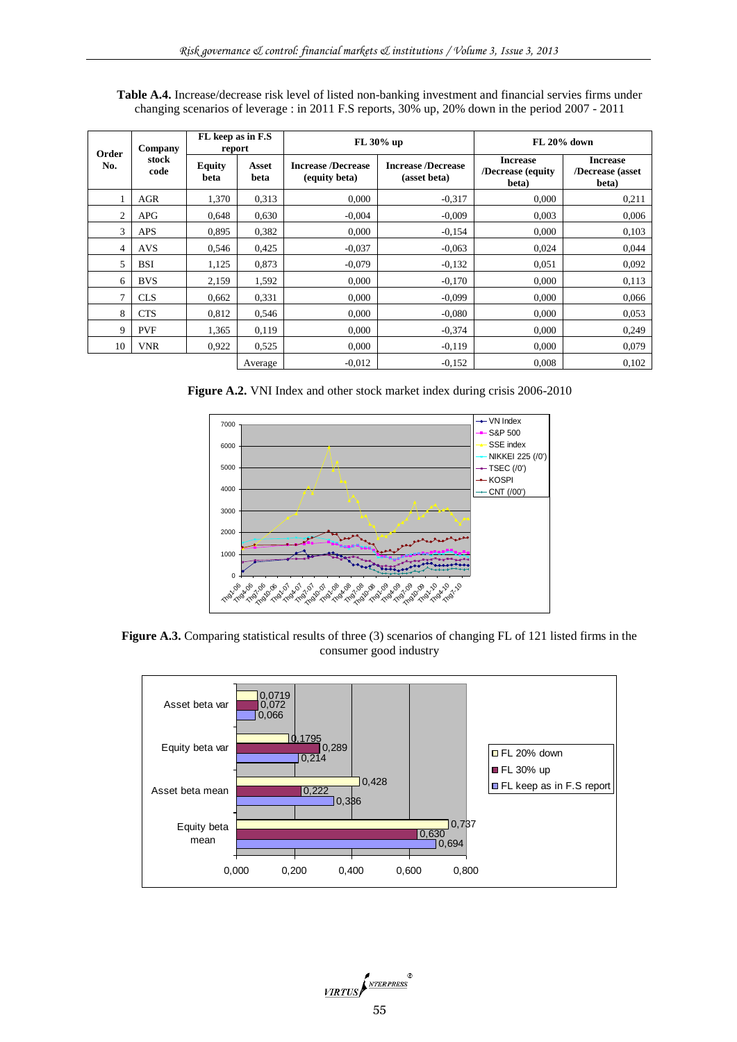**Table A.4.** Increase/decrease risk level of listed non-banking investment and financial servies firms under changing scenarios of leverage : in 2011 F.S reports, 30% up, 20% down in the period 2007 - 2011

| Order No. | Company stock code | FL keep as in F.S report | | FL 30% up | | FL 20% down | |
|---|---|---|---|---|---|---|---|
| | | Equity beta | Asset beta | Increase /Decrease (equity beta) | Increase /Decrease (asset beta) | Increase /Decrease (equity beta) | Increase /Decrease (asset beta) |
| 1 | AGR | 1,370 | 0,313 | 0,000 | -0,317 | 0,000 | 0,211 |
| 2 | APG | 0,648 | 0,630 | -0,004 | -0,009 | 0,003 | 0,006 |
| 3 | APS | 0,895 | 0,382 | 0,000 | -0,154 | 0,000 | 0,103 |
| 4 | AVS | 0,546 | 0,425 | -0,037 | -0,063 | 0,024 | 0,044 |
| 5 | BSI | 1,125 | 0,873 | -0,079 | -0,132 | 0,051 | 0,092 |
| 6 | BVS | 2,159 | 1,592 | 0,000 | -0,170 | 0,000 | 0,113 |
| 7 | CLS | 0,662 | 0,331 | 0,000 | -0,099 | 0,000 | 0,066 |
| 8 | CTS | 0,812 | 0,546 | 0,000 | -0,080 | 0,000 | 0,053 |
| 9 | PVF | 1,365 | 0,119 | 0,000 | -0,374 | 0,000 | 0,249 |
| 10 | VNR | 0,922 | 0,525 | 0,000 | -0,119 | 0,000 | 0,079 |
| | | | Average | -0,012 | -0,152 | 0,008 | 0,102 |

**Figure A.2.** VNI Index and other stock market index during crisis 2006-2010

VN Index
S&P 500
SSE index
NIKKEI 225 (/0')
TSEC (/0')
KOSPI
CNT (/00')

7000
6000
5000
4000
3000
2000
1000
0

Thg1-06, Thg4-06, Thg7-06, Thg10-06, Thg1-07, Thg4-07, Thg7-07, Thg10-07, Thg1-08, Thg4-08, Thg7-08, Thg10-08, Thg1-09, Thg4-09, Thg7-09, Thg10-09, Thg1-10, Thg4-10, Thg7-10

**Figure A.3.** Comparing statistical results of three (3) scenarios of changing FL of 121 listed firms in the consumer good industry

Asset beta var: 0,0719; 0,072; 0,066
Equity beta var: 0,1795; 0,289; 0,214
Asset beta mean: 0,428; 0,222; 0,336
Equity beta mean: 0,737; 0,630; 0,694

0,000 0,200 0,400 0,600 0,800

FL 20% down
FL 30% up
FL keep as in F.S report